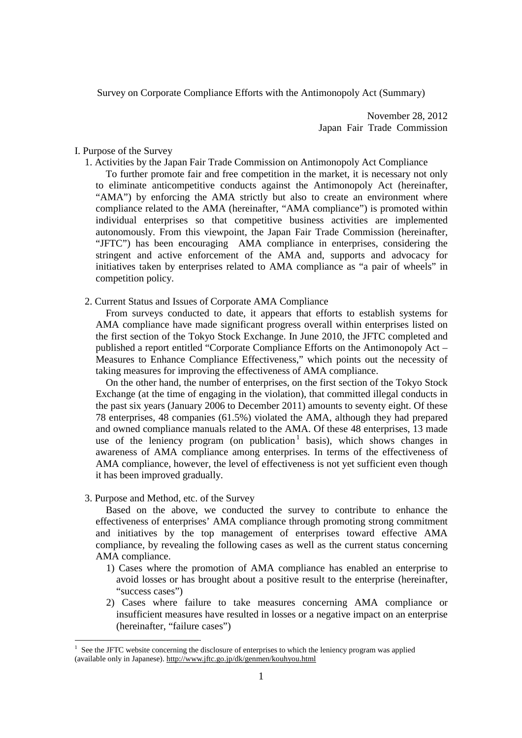# Survey on Corporate Compliance Efforts with the Antimonopoly Act (Summary)

November 28, 2012
Japan Fair Trade Commission

## I. Purpose of the Survey

### 1. Activities by the Japan Fair Trade Commission on Antimonopoly Act Compliance

To further promote fair and free competition in the market, it is necessary not only to eliminate anticompetitive conducts against the Antimonopoly Act (hereinafter, "AMA") by enforcing the AMA strictly but also to create an environment where compliance related to the AMA (hereinafter, "AMA compliance") is promoted within individual enterprises so that competitive business activities are implemented autonomously. From this viewpoint, the Japan Fair Trade Commission (hereinafter, "JFTC") has been encouraging AMA compliance in enterprises, considering the stringent and active enforcement of the AMA and, supports and advocacy for initiatives taken by enterprises related to AMA compliance as "a pair of wheels" in competition policy.

### 2. Current Status and Issues of Corporate AMA Compliance

From surveys conducted to date, it appears that efforts to establish systems for AMA compliance have made significant progress overall within enterprises listed on the first section of the Tokyo Stock Exchange. In June 2010, the JFTC completed and published a report entitled "Corporate Compliance Efforts on the Antimonopoly Act – Measures to Enhance Compliance Effectiveness," which points out the necessity of taking measures for improving the effectiveness of AMA compliance.

On the other hand, the number of enterprises, on the first section of the Tokyo Stock Exchange (at the time of engaging in the violation), that committed illegal conducts in the past six years (January 2006 to December 2011) amounts to seventy eight. Of these 78 enterprises, 48 companies (61.5%) violated the AMA, although they had prepared and owned compliance manuals related to the AMA. Of these 48 enterprises, 13 made use of the leniency program (on publication[1] basis), which shows changes in awareness of AMA compliance among enterprises. In terms of the effectiveness of AMA compliance, however, the level of effectiveness is not yet sufficient even though it has been improved gradually.

### 3. Purpose and Method, etc. of the Survey

Based on the above, we conducted the survey to contribute to enhance the effectiveness of enterprises' AMA compliance through promoting strong commitment and initiatives by the top management of enterprises toward effective AMA compliance, by revealing the following cases as well as the current status concerning AMA compliance.

1) Cases where the promotion of AMA compliance has enabled an enterprise to avoid losses or has brought about a positive result to the enterprise (hereinafter, "success cases")
2) Cases where failure to take measures concerning AMA compliance or insufficient measures have resulted in losses or a negative impact on an enterprise (hereinafter, "failure cases")

[1] See the JFTC website concerning the disclosure of enterprises to which the leniency program was applied (available only in Japanese). http://www.jftc.go.jp/dk/genmen/kouhyou.html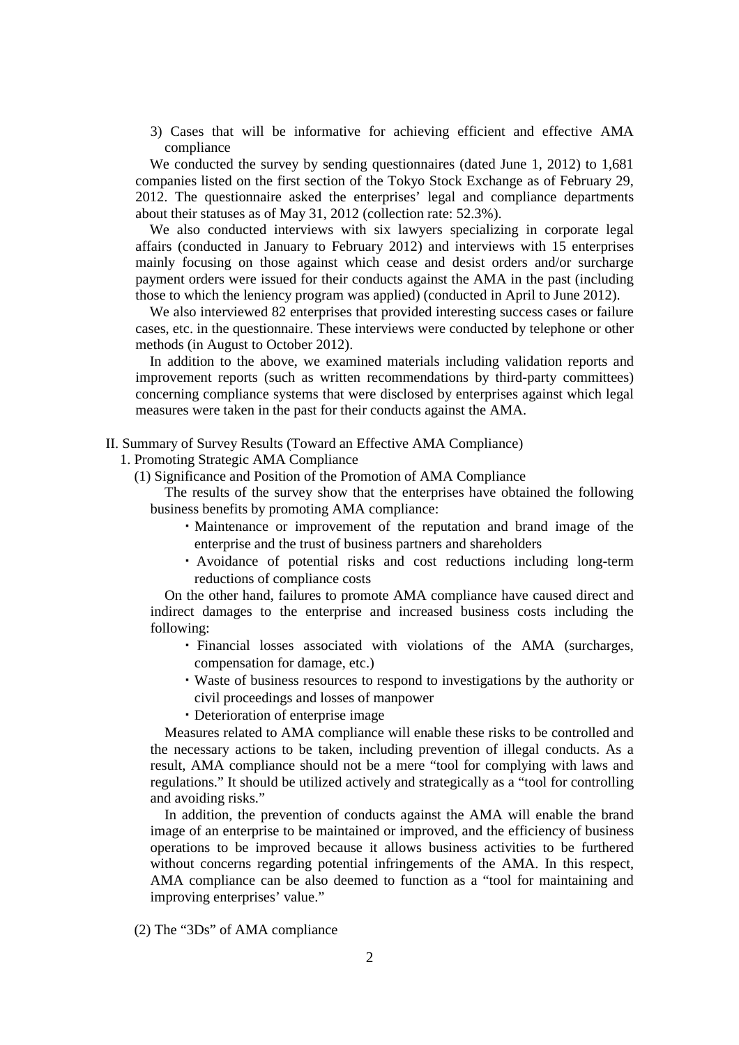3) Cases that will be informative for achieving efficient and effective AMA compliance

We conducted the survey by sending questionnaires (dated June 1, 2012) to 1,681 companies listed on the first section of the Tokyo Stock Exchange as of February 29, 2012. The questionnaire asked the enterprises' legal and compliance departments about their statuses as of May 31, 2012 (collection rate: 52.3%).

We also conducted interviews with six lawyers specializing in corporate legal affairs (conducted in January to February 2012) and interviews with 15 enterprises mainly focusing on those against which cease and desist orders and/or surcharge payment orders were issued for their conducts against the AMA in the past (including those to which the leniency program was applied) (conducted in April to June 2012).

We also interviewed 82 enterprises that provided interesting success cases or failure cases, etc. in the questionnaire. These interviews were conducted by telephone or other methods (in August to October 2012).

In addition to the above, we examined materials including validation reports and improvement reports (such as written recommendations by third-party committees) concerning compliance systems that were disclosed by enterprises against which legal measures were taken in the past for their conducts against the AMA.

## II. Summary of Survey Results (Toward an Effective AMA Compliance)

### 1. Promoting Strategic AMA Compliance

#### (1) Significance and Position of the Promotion of AMA Compliance

The results of the survey show that the enterprises have obtained the following business benefits by promoting AMA compliance:

- Maintenance or improvement of the reputation and brand image of the enterprise and the trust of business partners and shareholders
- Avoidance of potential risks and cost reductions including long-term reductions of compliance costs

On the other hand, failures to promote AMA compliance have caused direct and indirect damages to the enterprise and increased business costs including the following:

- Financial losses associated with violations of the AMA (surcharges, compensation for damage, etc.)
- Waste of business resources to respond to investigations by the authority or civil proceedings and losses of manpower
- Deterioration of enterprise image

Measures related to AMA compliance will enable these risks to be controlled and the necessary actions to be taken, including prevention of illegal conducts. As a result, AMA compliance should not be a mere "tool for complying with laws and regulations." It should be utilized actively and strategically as a "tool for controlling and avoiding risks."

In addition, the prevention of conducts against the AMA will enable the brand image of an enterprise to be maintained or improved, and the efficiency of business operations to be improved because it allows business activities to be furthered without concerns regarding potential infringements of the AMA. In this respect, AMA compliance can be also deemed to function as a "tool for maintaining and improving enterprises' value."

#### (2) The "3Ds" of AMA compliance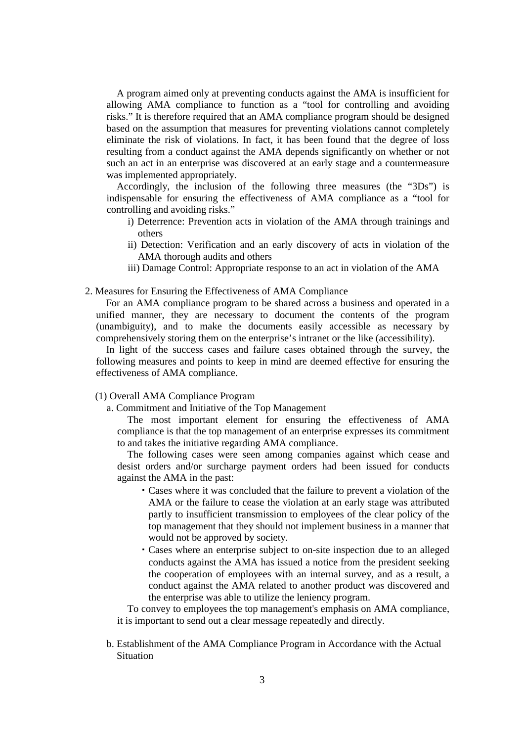A program aimed only at preventing conducts against the AMA is insufficient for allowing AMA compliance to function as a "tool for controlling and avoiding risks." It is therefore required that an AMA compliance program should be designed based on the assumption that measures for preventing violations cannot completely eliminate the risk of violations. In fact, it has been found that the degree of loss resulting from a conduct against the AMA depends significantly on whether or not such an act in an enterprise was discovered at an early stage and a countermeasure was implemented appropriately.

Accordingly, the inclusion of the following three measures (the "3Ds") is indispensable for ensuring the effectiveness of AMA compliance as a "tool for controlling and avoiding risks."

i) Deterrence: Prevention acts in violation of the AMA through trainings and others

ii) Detection: Verification and an early discovery of acts in violation of the AMA thorough audits and others

iii) Damage Control: Appropriate response to an act in violation of the AMA

## 2. Measures for Ensuring the Effectiveness of AMA Compliance

For an AMA compliance program to be shared across a business and operated in a unified manner, they are necessary to document the contents of the program (unambiguity), and to make the documents easily accessible as necessary by comprehensively storing them on the enterprise's intranet or the like (accessibility).

In light of the success cases and failure cases obtained through the survey, the following measures and points to keep in mind are deemed effective for ensuring the effectiveness of AMA compliance.

### (1) Overall AMA Compliance Program

#### a. Commitment and Initiative of the Top Management

The most important element for ensuring the effectiveness of AMA compliance is that the top management of an enterprise expresses its commitment to and takes the initiative regarding AMA compliance.

The following cases were seen among companies against which cease and desist orders and/or surcharge payment orders had been issued for conducts against the AMA in the past:

- Cases where it was concluded that the failure to prevent a violation of the AMA or the failure to cease the violation at an early stage was attributed partly to insufficient transmission to employees of the clear policy of the top management that they should not implement business in a manner that would not be approved by society.
- Cases where an enterprise subject to on-site inspection due to an alleged conducts against the AMA has issued a notice from the president seeking the cooperation of employees with an internal survey, and as a result, a conduct against the AMA related to another product was discovered and the enterprise was able to utilize the leniency program.

To convey to employees the top management's emphasis on AMA compliance, it is important to send out a clear message repeatedly and directly.

#### b. Establishment of the AMA Compliance Program in Accordance with the Actual Situation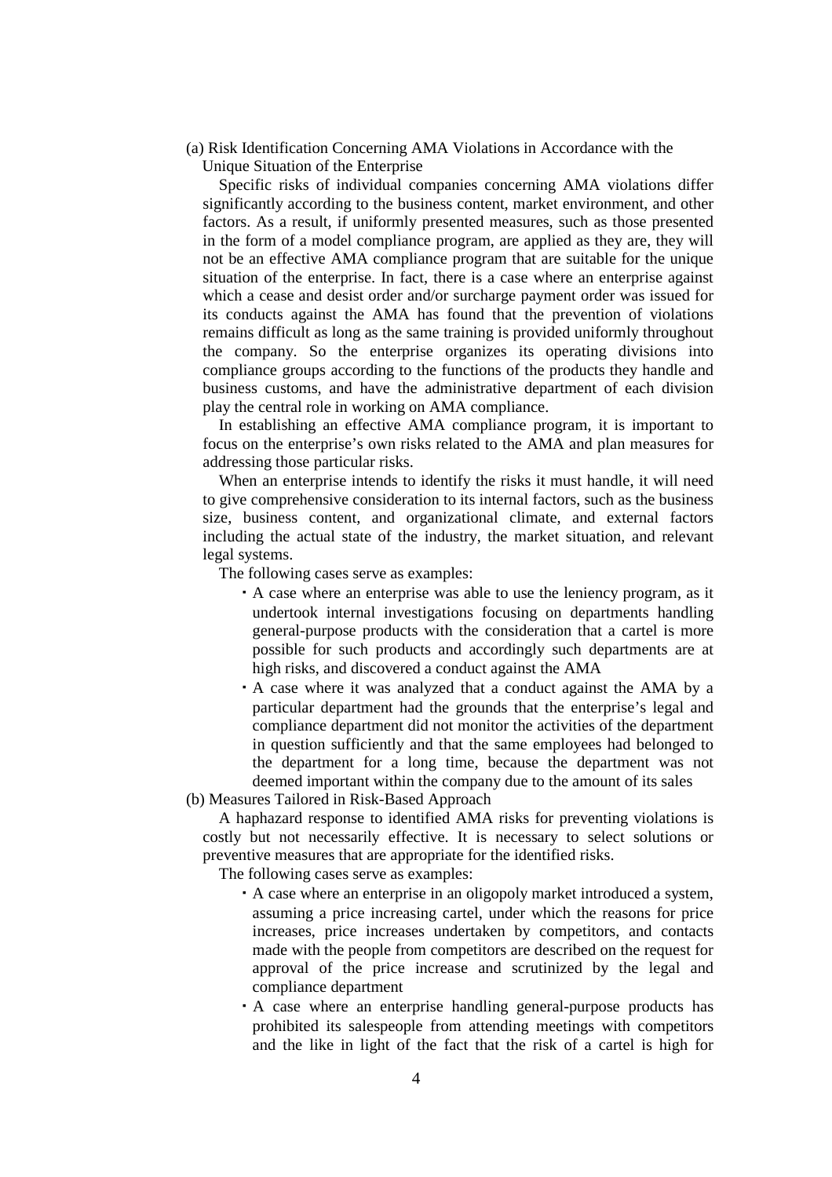### (a) Risk Identification Concerning AMA Violations in Accordance with the Unique Situation of the Enterprise

Specific risks of individual companies concerning AMA violations differ significantly according to the business content, market environment, and other factors. As a result, if uniformly presented measures, such as those presented in the form of a model compliance program, are applied as they are, they will not be an effective AMA compliance program that are suitable for the unique situation of the enterprise. In fact, there is a case where an enterprise against which a cease and desist order and/or surcharge payment order was issued for its conducts against the AMA has found that the prevention of violations remains difficult as long as the same training is provided uniformly throughout the company. So the enterprise organizes its operating divisions into compliance groups according to the functions of the products they handle and business customs, and have the administrative department of each division play the central role in working on AMA compliance.

In establishing an effective AMA compliance program, it is important to focus on the enterprise's own risks related to the AMA and plan measures for addressing those particular risks.

When an enterprise intends to identify the risks it must handle, it will need to give comprehensive consideration to its internal factors, such as the business size, business content, and organizational climate, and external factors including the actual state of the industry, the market situation, and relevant legal systems.

The following cases serve as examples:

- A case where an enterprise was able to use the leniency program, as it undertook internal investigations focusing on departments handling general-purpose products with the consideration that a cartel is more possible for such products and accordingly such departments are at high risks, and discovered a conduct against the AMA
- A case where it was analyzed that a conduct against the AMA by a particular department had the grounds that the enterprise's legal and compliance department did not monitor the activities of the department in question sufficiently and that the same employees had belonged to the department for a long time, because the department was not deemed important within the company due to the amount of its sales

### (b) Measures Tailored in Risk-Based Approach

A haphazard response to identified AMA risks for preventing violations is costly but not necessarily effective. It is necessary to select solutions or preventive measures that are appropriate for the identified risks.

The following cases serve as examples:

- A case where an enterprise in an oligopoly market introduced a system, assuming a price increasing cartel, under which the reasons for price increases, price increases undertaken by competitors, and contacts made with the people from competitors are described on the request for approval of the price increase and scrutinized by the legal and compliance department
- A case where an enterprise handling general-purpose products has prohibited its salespeople from attending meetings with competitors and the like in light of the fact that the risk of a cartel is high for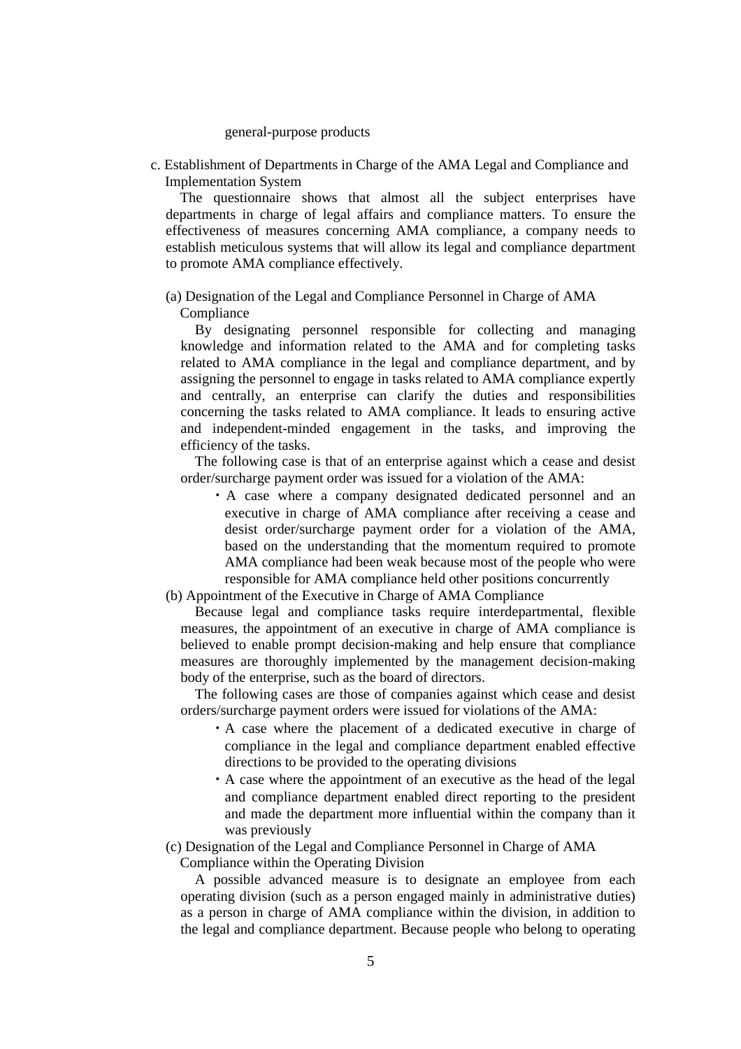general-purpose products

c. Establishment of Departments in Charge of the AMA Legal and Compliance and Implementation System

The questionnaire shows that almost all the subject enterprises have departments in charge of legal affairs and compliance matters. To ensure the effectiveness of measures concerning AMA compliance, a company needs to establish meticulous systems that will allow its legal and compliance department to promote AMA compliance effectively.

(a) Designation of the Legal and Compliance Personnel in Charge of AMA Compliance

By designating personnel responsible for collecting and managing knowledge and information related to the AMA and for completing tasks related to AMA compliance in the legal and compliance department, and by assigning the personnel to engage in tasks related to AMA compliance expertly and centrally, an enterprise can clarify the duties and responsibilities concerning the tasks related to AMA compliance. It leads to ensuring active and independent-minded engagement in the tasks, and improving the efficiency of the tasks.

The following case is that of an enterprise against which a cease and desist order/surcharge payment order was issued for a violation of the AMA:

- A case where a company designated dedicated personnel and an executive in charge of AMA compliance after receiving a cease and desist order/surcharge payment order for a violation of the AMA, based on the understanding that the momentum required to promote AMA compliance had been weak because most of the people who were responsible for AMA compliance held other positions concurrently

(b) Appointment of the Executive in Charge of AMA Compliance

Because legal and compliance tasks require interdepartmental, flexible measures, the appointment of an executive in charge of AMA compliance is believed to enable prompt decision-making and help ensure that compliance measures are thoroughly implemented by the management decision-making body of the enterprise, such as the board of directors.

The following cases are those of companies against which cease and desist orders/surcharge payment orders were issued for violations of the AMA:

- A case where the placement of a dedicated executive in charge of compliance in the legal and compliance department enabled effective directions to be provided to the operating divisions
- A case where the appointment of an executive as the head of the legal and compliance department enabled direct reporting to the president and made the department more influential within the company than it was previously

(c) Designation of the Legal and Compliance Personnel in Charge of AMA Compliance within the Operating Division

A possible advanced measure is to designate an employee from each operating division (such as a person engaged mainly in administrative duties) as a person in charge of AMA compliance within the division, in addition to the legal and compliance department. Because people who belong to operating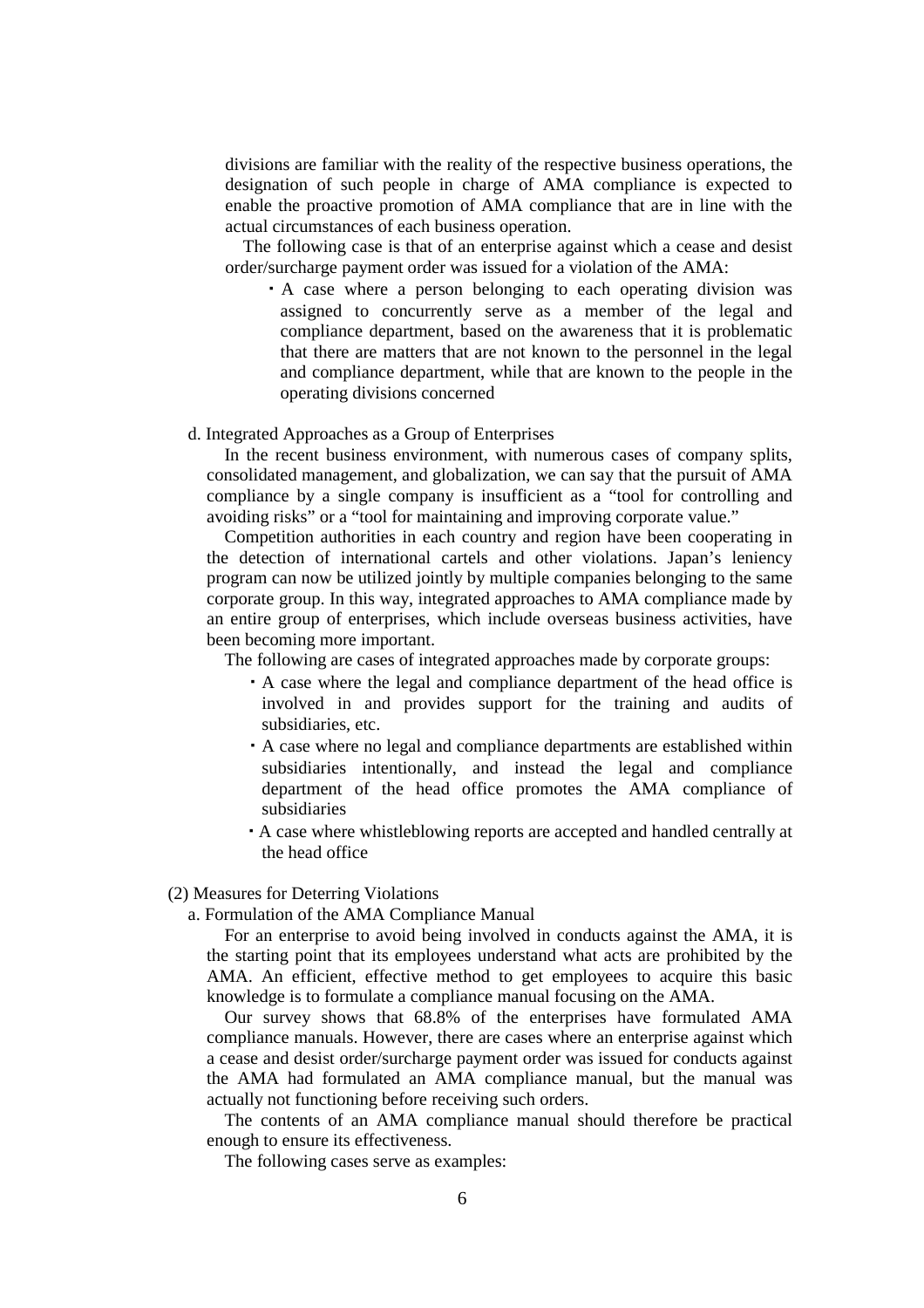divisions are familiar with the reality of the respective business operations, the designation of such people in charge of AMA compliance is expected to enable the proactive promotion of AMA compliance that are in line with the actual circumstances of each business operation.

The following case is that of an enterprise against which a cease and desist order/surcharge payment order was issued for a violation of the AMA:

- A case where a person belonging to each operating division was assigned to concurrently serve as a member of the legal and compliance department, based on the awareness that it is problematic that there are matters that are not known to the personnel in the legal and compliance department, while that are known to the people in the operating divisions concerned

d. Integrated Approaches as a Group of Enterprises

In the recent business environment, with numerous cases of company splits, consolidated management, and globalization, we can say that the pursuit of AMA compliance by a single company is insufficient as a "tool for controlling and avoiding risks" or a "tool for maintaining and improving corporate value."

Competition authorities in each country and region have been cooperating in the detection of international cartels and other violations. Japan's leniency program can now be utilized jointly by multiple companies belonging to the same corporate group. In this way, integrated approaches to AMA compliance made by an entire group of enterprises, which include overseas business activities, have been becoming more important.

The following are cases of integrated approaches made by corporate groups:

- A case where the legal and compliance department of the head office is involved in and provides support for the training and audits of subsidiaries, etc.
- A case where no legal and compliance departments are established within subsidiaries intentionally, and instead the legal and compliance department of the head office promotes the AMA compliance of subsidiaries
- A case where whistleblowing reports are accepted and handled centrally at the head office

(2) Measures for Deterring Violations

a. Formulation of the AMA Compliance Manual

For an enterprise to avoid being involved in conducts against the AMA, it is the starting point that its employees understand what acts are prohibited by the AMA. An efficient, effective method to get employees to acquire this basic knowledge is to formulate a compliance manual focusing on the AMA.

Our survey shows that 68.8% of the enterprises have formulated AMA compliance manuals. However, there are cases where an enterprise against which a cease and desist order/surcharge payment order was issued for conducts against the AMA had formulated an AMA compliance manual, but the manual was actually not functioning before receiving such orders.

The contents of an AMA compliance manual should therefore be practical enough to ensure its effectiveness.

The following cases serve as examples: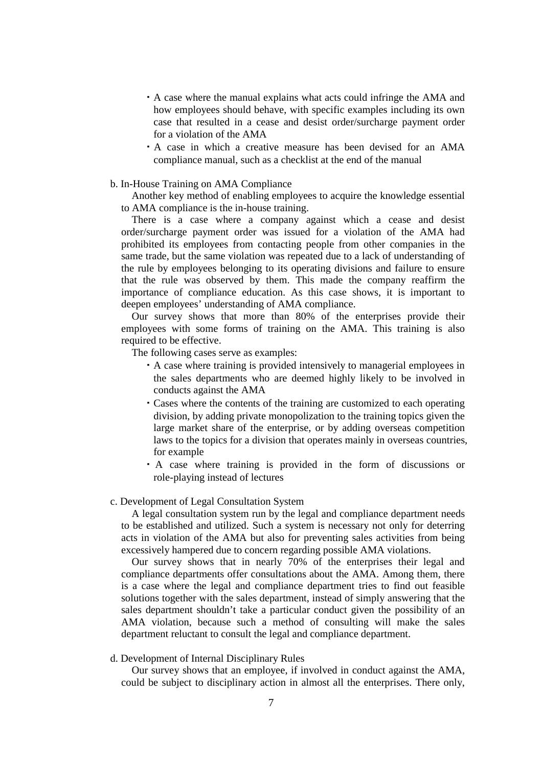- A case where the manual explains what acts could infringe the AMA and how employees should behave, with specific examples including its own case that resulted in a cease and desist order/surcharge payment order for a violation of the AMA
- A case in which a creative measure has been devised for an AMA compliance manual, such as a checklist at the end of the manual

b. In-House Training on AMA Compliance

Another key method of enabling employees to acquire the knowledge essential to AMA compliance is the in-house training.

There is a case where a company against which a cease and desist order/surcharge payment order was issued for a violation of the AMA had prohibited its employees from contacting people from other companies in the same trade, but the same violation was repeated due to a lack of understanding of the rule by employees belonging to its operating divisions and failure to ensure that the rule was observed by them. This made the company reaffirm the importance of compliance education. As this case shows, it is important to deepen employees' understanding of AMA compliance.

Our survey shows that more than 80% of the enterprises provide their employees with some forms of training on the AMA. This training is also required to be effective.

The following cases serve as examples:

- A case where training is provided intensively to managerial employees in the sales departments who are deemed highly likely to be involved in conducts against the AMA
- Cases where the contents of the training are customized to each operating division, by adding private monopolization to the training topics given the large market share of the enterprise, or by adding overseas competition laws to the topics for a division that operates mainly in overseas countries, for example
- A case where training is provided in the form of discussions or role-playing instead of lectures

c. Development of Legal Consultation System

A legal consultation system run by the legal and compliance department needs to be established and utilized. Such a system is necessary not only for deterring acts in violation of the AMA but also for preventing sales activities from being excessively hampered due to concern regarding possible AMA violations.

Our survey shows that in nearly 70% of the enterprises their legal and compliance departments offer consultations about the AMA. Among them, there is a case where the legal and compliance department tries to find out feasible solutions together with the sales department, instead of simply answering that the sales department shouldn't take a particular conduct given the possibility of an AMA violation, because such a method of consulting will make the sales department reluctant to consult the legal and compliance department.

d. Development of Internal Disciplinary Rules

Our survey shows that an employee, if involved in conduct against the AMA, could be subject to disciplinary action in almost all the enterprises. There only,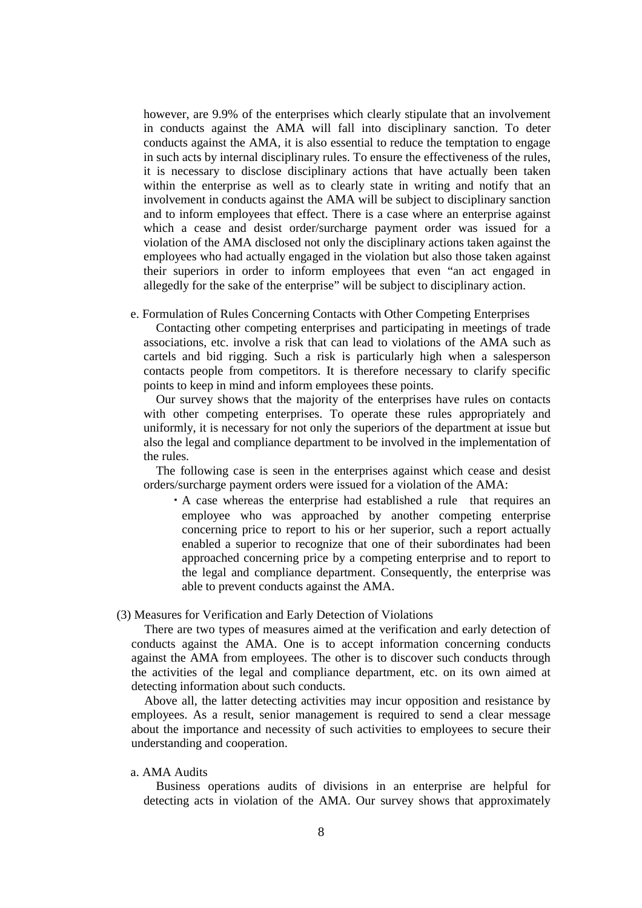however, are 9.9% of the enterprises which clearly stipulate that an involvement in conducts against the AMA will fall into disciplinary sanction. To deter conducts against the AMA, it is also essential to reduce the temptation to engage in such acts by internal disciplinary rules. To ensure the effectiveness of the rules, it is necessary to disclose disciplinary actions that have actually been taken within the enterprise as well as to clearly state in writing and notify that an involvement in conducts against the AMA will be subject to disciplinary sanction and to inform employees that effect. There is a case where an enterprise against which a cease and desist order/surcharge payment order was issued for a violation of the AMA disclosed not only the disciplinary actions taken against the employees who had actually engaged in the violation but also those taken against their superiors in order to inform employees that even "an act engaged in allegedly for the sake of the enterprise" will be subject to disciplinary action.

e. Formulation of Rules Concerning Contacts with Other Competing Enterprises

Contacting other competing enterprises and participating in meetings of trade associations, etc. involve a risk that can lead to violations of the AMA such as cartels and bid rigging. Such a risk is particularly high when a salesperson contacts people from competitors. It is therefore necessary to clarify specific points to keep in mind and inform employees these points.

Our survey shows that the majority of the enterprises have rules on contacts with other competing enterprises. To operate these rules appropriately and uniformly, it is necessary for not only the superiors of the department at issue but also the legal and compliance department to be involved in the implementation of the rules.

The following case is seen in the enterprises against which cease and desist orders/surcharge payment orders were issued for a violation of the AMA:

- A case whereas the enterprise had established a rule that requires an employee who was approached by another competing enterprise concerning price to report to his or her superior, such a report actually enabled a superior to recognize that one of their subordinates had been approached concerning price by a competing enterprise and to report to the legal and compliance department. Consequently, the enterprise was able to prevent conducts against the AMA.

(3) Measures for Verification and Early Detection of Violations

There are two types of measures aimed at the verification and early detection of conducts against the AMA. One is to accept information concerning conducts against the AMA from employees. The other is to discover such conducts through the activities of the legal and compliance department, etc. on its own aimed at detecting information about such conducts.

Above all, the latter detecting activities may incur opposition and resistance by employees. As a result, senior management is required to send a clear message about the importance and necessity of such activities to employees to secure their understanding and cooperation.

a. AMA Audits

Business operations audits of divisions in an enterprise are helpful for detecting acts in violation of the AMA. Our survey shows that approximately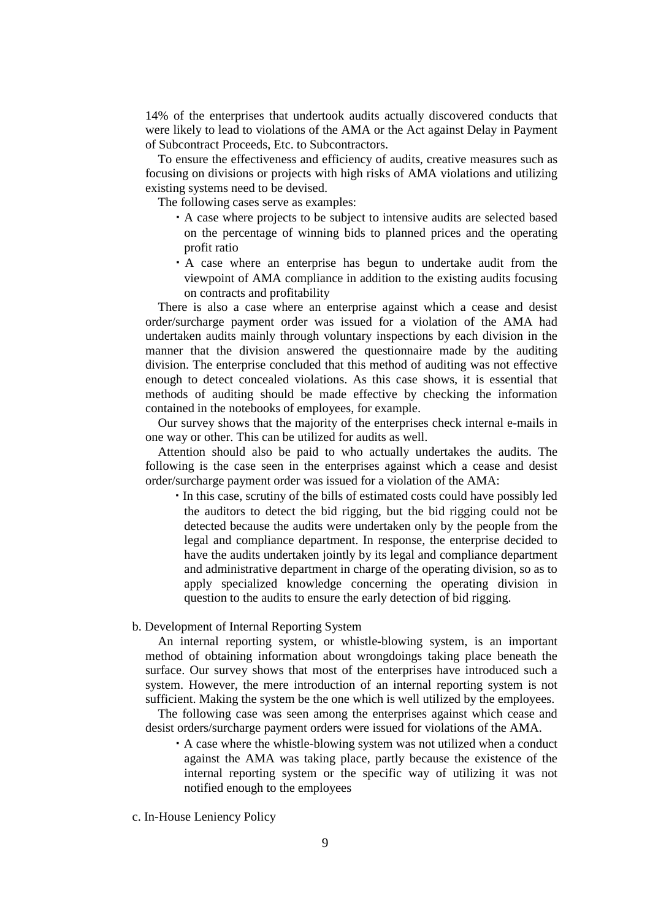14% of the enterprises that undertook audits actually discovered conducts that were likely to lead to violations of the AMA or the Act against Delay in Payment of Subcontract Proceeds, Etc. to Subcontractors.

To ensure the effectiveness and efficiency of audits, creative measures such as focusing on divisions or projects with high risks of AMA violations and utilizing existing systems need to be devised.

The following cases serve as examples:

- A case where projects to be subject to intensive audits are selected based on the percentage of winning bids to planned prices and the operating profit ratio
- A case where an enterprise has begun to undertake audit from the viewpoint of AMA compliance in addition to the existing audits focusing on contracts and profitability

There is also a case where an enterprise against which a cease and desist order/surcharge payment order was issued for a violation of the AMA had undertaken audits mainly through voluntary inspections by each division in the manner that the division answered the questionnaire made by the auditing division. The enterprise concluded that this method of auditing was not effective enough to detect concealed violations. As this case shows, it is essential that methods of auditing should be made effective by checking the information contained in the notebooks of employees, for example.

Our survey shows that the majority of the enterprises check internal e-mails in one way or other. This can be utilized for audits as well.

Attention should also be paid to who actually undertakes the audits. The following is the case seen in the enterprises against which a cease and desist order/surcharge payment order was issued for a violation of the AMA:

- In this case, scrutiny of the bills of estimated costs could have possibly led the auditors to detect the bid rigging, but the bid rigging could not be detected because the audits were undertaken only by the people from the legal and compliance department. In response, the enterprise decided to have the audits undertaken jointly by its legal and compliance department and administrative department in charge of the operating division, so as to apply specialized knowledge concerning the operating division in question to the audits to ensure the early detection of bid rigging.

b. Development of Internal Reporting System

An internal reporting system, or whistle-blowing system, is an important method of obtaining information about wrongdoings taking place beneath the surface. Our survey shows that most of the enterprises have introduced such a system. However, the mere introduction of an internal reporting system is not sufficient. Making the system be the one which is well utilized by the employees.

The following case was seen among the enterprises against which cease and desist orders/surcharge payment orders were issued for violations of the AMA.

- A case where the whistle-blowing system was not utilized when a conduct against the AMA was taking place, partly because the existence of the internal reporting system or the specific way of utilizing it was not notified enough to the employees

c. In-House Leniency Policy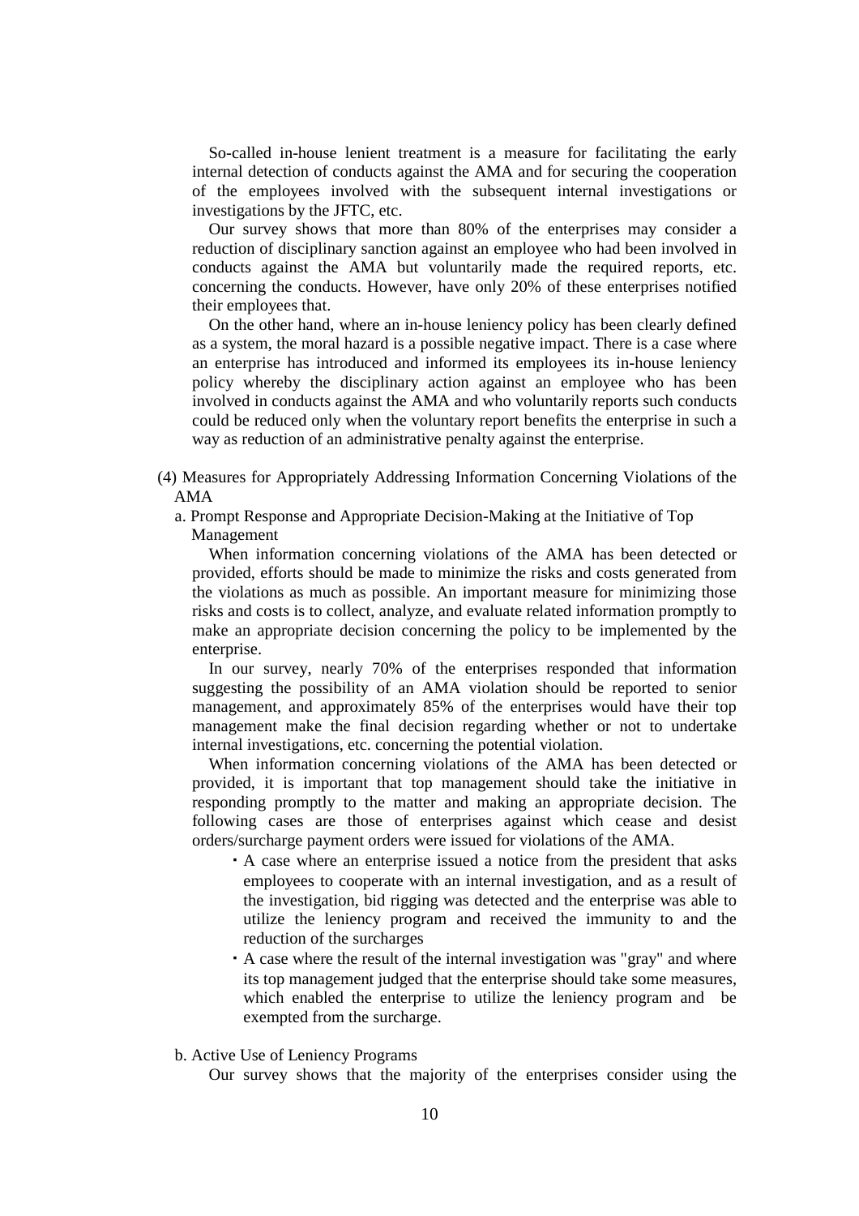So-called in-house lenient treatment is a measure for facilitating the early internal detection of conducts against the AMA and for securing the cooperation of the employees involved with the subsequent internal investigations or investigations by the JFTC, etc.

Our survey shows that more than 80% of the enterprises may consider a reduction of disciplinary sanction against an employee who had been involved in conducts against the AMA but voluntarily made the required reports, etc. concerning the conducts. However, have only 20% of these enterprises notified their employees that.

On the other hand, where an in-house leniency policy has been clearly defined as a system, the moral hazard is a possible negative impact. There is a case where an enterprise has introduced and informed its employees its in-house leniency policy whereby the disciplinary action against an employee who has been involved in conducts against the AMA and who voluntarily reports such conducts could be reduced only when the voluntary report benefits the enterprise in such a way as reduction of an administrative penalty against the enterprise.

### (4) Measures for Appropriately Addressing Information Concerning Violations of the AMA

#### a. Prompt Response and Appropriate Decision-Making at the Initiative of Top Management

When information concerning violations of the AMA has been detected or provided, efforts should be made to minimize the risks and costs generated from the violations as much as possible. An important measure for minimizing those risks and costs is to collect, analyze, and evaluate related information promptly to make an appropriate decision concerning the policy to be implemented by the enterprise.

In our survey, nearly 70% of the enterprises responded that information suggesting the possibility of an AMA violation should be reported to senior management, and approximately 85% of the enterprises would have their top management make the final decision regarding whether or not to undertake internal investigations, etc. concerning the potential violation.

When information concerning violations of the AMA has been detected or provided, it is important that top management should take the initiative in responding promptly to the matter and making an appropriate decision. The following cases are those of enterprises against which cease and desist orders/surcharge payment orders were issued for violations of the AMA.

- A case where an enterprise issued a notice from the president that asks employees to cooperate with an internal investigation, and as a result of the investigation, bid rigging was detected and the enterprise was able to utilize the leniency program and received the immunity to and the reduction of the surcharges
- A case where the result of the internal investigation was "gray" and where its top management judged that the enterprise should take some measures, which enabled the enterprise to utilize the leniency program and be exempted from the surcharge.

#### b. Active Use of Leniency Programs

Our survey shows that the majority of the enterprises consider using the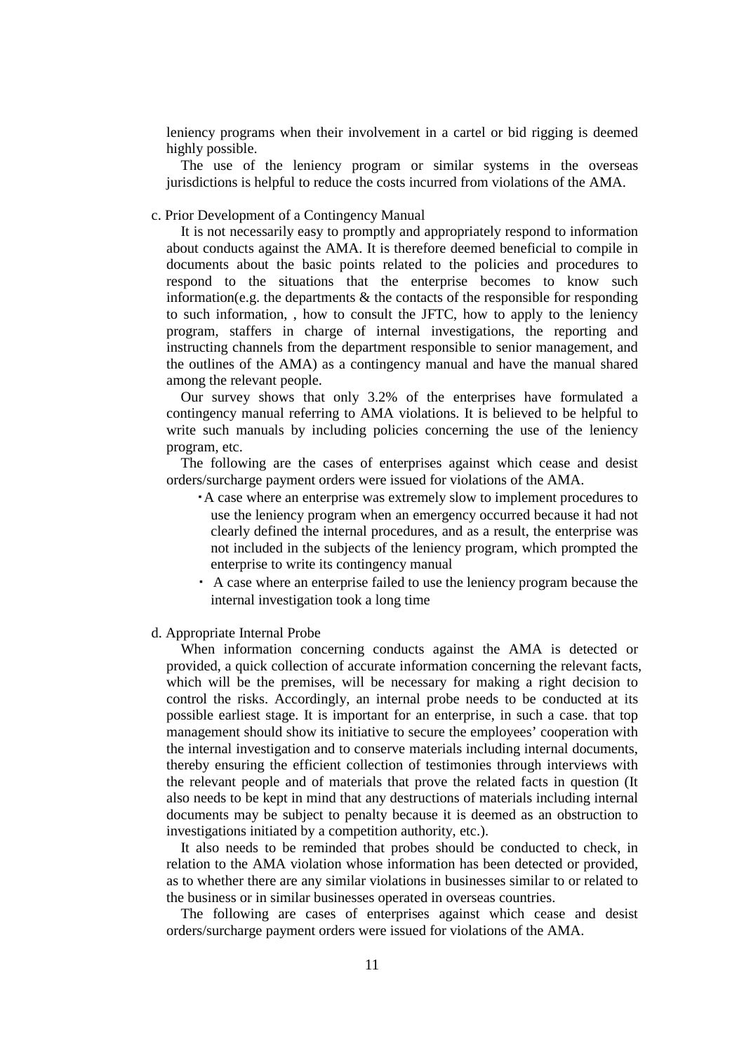leniency programs when their involvement in a cartel or bid rigging is deemed highly possible.

The use of the leniency program or similar systems in the overseas jurisdictions is helpful to reduce the costs incurred from violations of the AMA.

c. Prior Development of a Contingency Manual

It is not necessarily easy to promptly and appropriately respond to information about conducts against the AMA. It is therefore deemed beneficial to compile in documents about the basic points related to the policies and procedures to respond to the situations that the enterprise becomes to know such information(e.g. the departments & the contacts of the responsible for responding to such information, , how to consult the JFTC, how to apply to the leniency program, staffers in charge of internal investigations, the reporting and instructing channels from the department responsible to senior management, and the outlines of the AMA) as a contingency manual and have the manual shared among the relevant people.

Our survey shows that only 3.2% of the enterprises have formulated a contingency manual referring to AMA violations. It is believed to be helpful to write such manuals by including policies concerning the use of the leniency program, etc.

The following are the cases of enterprises against which cease and desist orders/surcharge payment orders were issued for violations of the AMA.

- A case where an enterprise was extremely slow to implement procedures to use the leniency program when an emergency occurred because it had not clearly defined the internal procedures, and as a result, the enterprise was not included in the subjects of the leniency program, which prompted the enterprise to write its contingency manual
- A case where an enterprise failed to use the leniency program because the internal investigation took a long time

d. Appropriate Internal Probe

When information concerning conducts against the AMA is detected or provided, a quick collection of accurate information concerning the relevant facts, which will be the premises, will be necessary for making a right decision to control the risks. Accordingly, an internal probe needs to be conducted at its possible earliest stage. It is important for an enterprise, in such a case. that top management should show its initiative to secure the employees' cooperation with the internal investigation and to conserve materials including internal documents, thereby ensuring the efficient collection of testimonies through interviews with the relevant people and of materials that prove the related facts in question (It also needs to be kept in mind that any destructions of materials including internal documents may be subject to penalty because it is deemed as an obstruction to investigations initiated by a competition authority, etc.).

It also needs to be reminded that probes should be conducted to check, in relation to the AMA violation whose information has been detected or provided, as to whether there are any similar violations in businesses similar to or related to the business or in similar businesses operated in overseas countries.

The following are cases of enterprises against which cease and desist orders/surcharge payment orders were issued for violations of the AMA.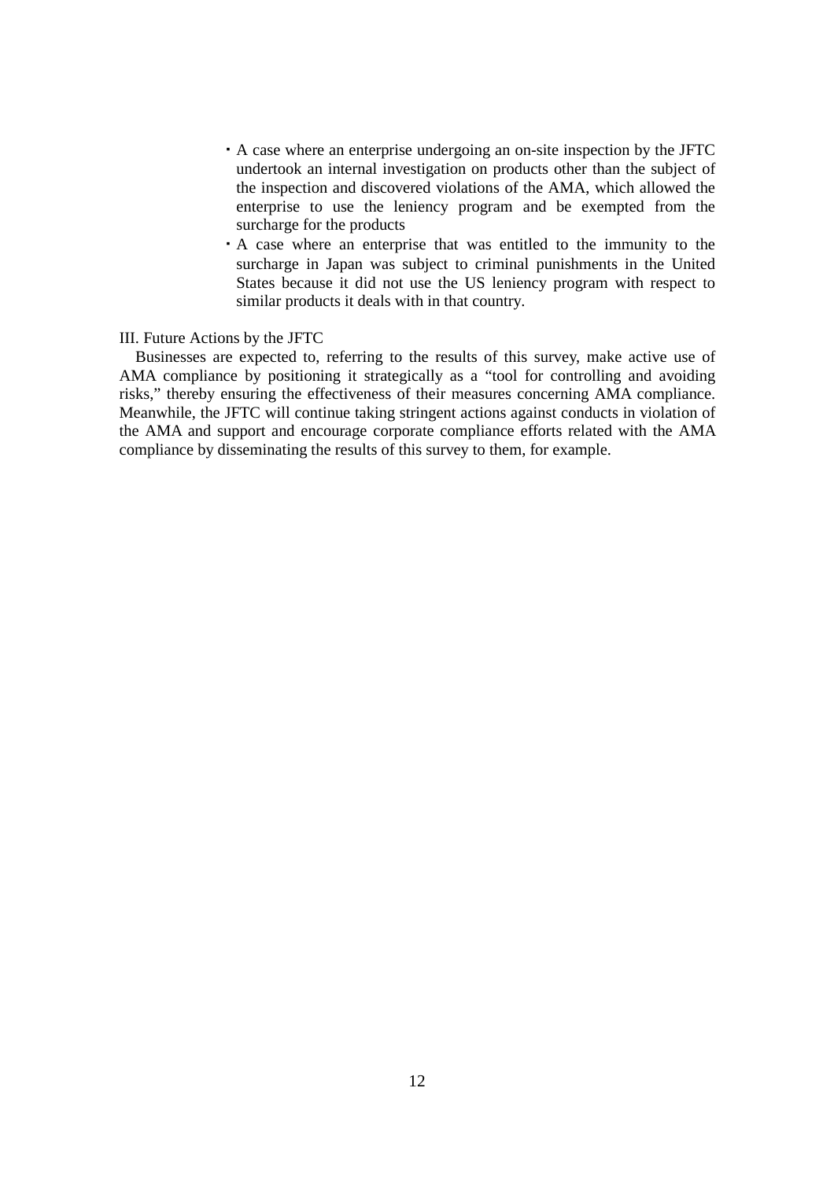- A case where an enterprise undergoing an on-site inspection by the JFTC undertook an internal investigation on products other than the subject of the inspection and discovered violations of the AMA, which allowed the enterprise to use the leniency program and be exempted from the surcharge for the products
- A case where an enterprise that was entitled to the immunity to the surcharge in Japan was subject to criminal punishments in the United States because it did not use the US leniency program with respect to similar products it deals with in that country.

## III. Future Actions by the JFTC

Businesses are expected to, referring to the results of this survey, make active use of AMA compliance by positioning it strategically as a “tool for controlling and avoiding risks,” thereby ensuring the effectiveness of their measures concerning AMA compliance. Meanwhile, the JFTC will continue taking stringent actions against conducts in violation of the AMA and support and encourage corporate compliance efforts related with the AMA compliance by disseminating the results of this survey to them, for example.